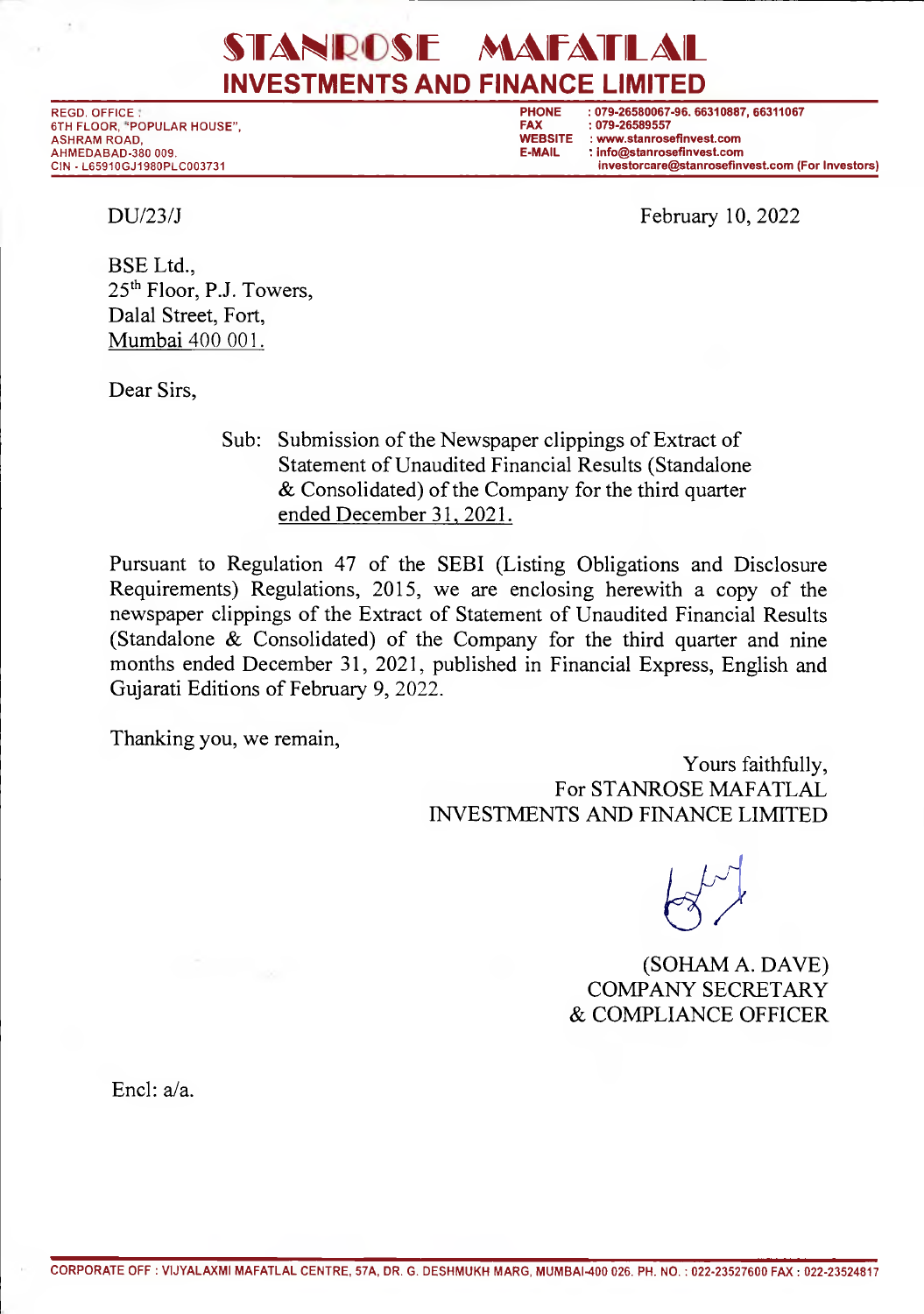# STANROSE MAFATLAL
## INVESTMENTS AND FINANCE LIMITED

REGD. OFFICE :
6TH FLOOR, "POPULAR HOUSE",
ASHRAM ROAD,
AHMEDABAD-380 009.
CIN - L65910GJ1980PLC003731

PHONE : 079-26580067-96. 66310887, 66311067
FAX : 079-26589557
WEBSITE : www.stanrosefinvest.com
E-MAIL : info@stanrosefinvest.com
investorcare@stanrosefinvest.com (For Investors)

DU/23/J

February 10, 2022

BSE Ltd.,
25th Floor, P.J. Towers,
Dalal Street, Fort,
Mumbai 400 001.

Dear Sirs,

Sub: Submission of the Newspaper clippings of Extract of Statement of Unaudited Financial Results (Standalone & Consolidated) of the Company for the third quarter ended December 31, 2021.

Pursuant to Regulation 47 of the SEBI (Listing Obligations and Disclosure Requirements) Regulations, 2015, we are enclosing herewith a copy of the newspaper clippings of the Extract of Statement of Unaudited Financial Results (Standalone & Consolidated) of the Company for the third quarter and nine months ended December 31, 2021, published in Financial Express, English and Gujarati Editions of February 9, 2022.

Thanking you, we remain,

Yours faithfully,
For STANROSE MAFATLAL
INVESTMENTS AND FINANCE LIMITED

(SOHAM A. DAVE)
COMPANY SECRETARY
& COMPLIANCE OFFICER

Encl: a/a.

CORPORATE OFF : VIJYALAXMI MAFATLAL CENTRE, 57A, DR. G. DESHMUKH MARG, MUMBAI-400 026. PH. NO. : 022-23527600 FAX : 022-23524817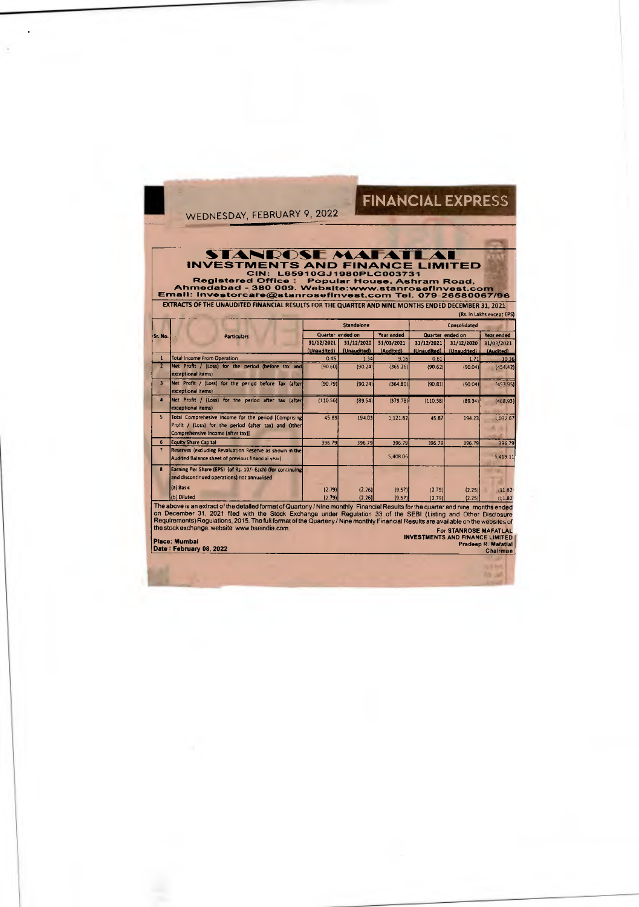FINANCIAL EXPRESS

WEDNESDAY, FEBRUARY 9, 2022

# STANROSE MAFATLAL INVESTMENTS AND FINANCE LIMITED

**CIN: L65910GJ1980PLC003731**

**Registered Office : Popular House, Ashram Road, Ahmedabad - 380 009. Website:www.stanrosefinvest.com**

**Email: investorcare@stanrosefinvest.com Tel. 079-26580067/96**

**EXTRACTS OF THE UNAUDITED FINANCIAL RESULTS FOR THE QUARTER AND NINE MONTHS ENDED DECEMBER 31, 2021**

(Rs. in Lakhs except EPS)

| Sr. No. | Particulars | Standalone | | | Consolidated | | |
|---|---|---|---|---|---|---|---|
| | | Quarter ended on | | Year ended | Quarter ended on | | Year ended |
| | | 31/12/2021 (Unaudited) | 31/12/2020 (Unaudited) | 31/03/2021 (Audited) | 31/12/2021 (Unaudited) | 31/12/2020 (Unaudited) | 31/03/2021 (Audited) |
| 1 | Total Income From Operation | 0.46 | 1.34 | 9.16 | 0.61 | 1.71 | 10.36 |
| 2 | Net Profit / (Loss) for the period (before tax and exceptional items) | (90.60) | (90.24) | (365.26) | (90.62) | (90.04) | (454.42) |
| 3 | Net Profit / (Loss) for the period before Tax (after exceptional items) | (90.79) | (90.24) | (364.80) | (90.81) | (90.04) | (453.95) |
| 4 | Net Profit / (Loss) for the period after tax (after exceptional items) | (110.56) | (89.54) | (379.78) | (110.58) | (89.34) | (468.93) |
| 5 | Total Comprehensive Income for the period [Comprising Profit / (Loss) for the period (after tax) and Other Comprehensive Income (after tax)] | 45.89 | 194.03 | 1,121.82 | 45.87 | 194.23 | 1,032.67 |
| 6 | Equity Share Capital | 396.79 | 396.79 | 396.79 | 396.79 | 396.79 | 396.79 |
| 7 | Reserves (excluding Revaluation Reserve as shown in the Audited Balance sheet of previous financial year) | | | 5,408.06 | | | 5,419.11 |
| 8 | Earning Per Share (EPS) (of Rs. 10/- Each) (for continuing and discontinued operations) not annualised | | | | | | |
| | (a) Basic | (2.79) | (2.26) | (9.57) | (2.79) | (2.25) | (11.82) |
| | (b) Diluted | (2.79) | (2.26) | (9.57) | (2.79) | (2.25) | (11.82) |

The above is an extract of the detailed format of Quarterly / Nine monthly Financial Results for the quarter and nine months ended on December 31, 2021 filed with the Stock Exchange under Regulation 33 of the SEBI (Listing and Other Disclosure Requirements) Regulations, 2015. The full format of the Quarterly / Nine monthly Financial Results are available on the websites of the stock exchange. website www.bseindia.com.

**Place: Mumbai**
**Date : February 08, 2022**

**For STANROSE MAFATLAL INVESTMENTS AND FINANCE LIMITED**
**Pradeep R. Mafatlal**
**Chairman**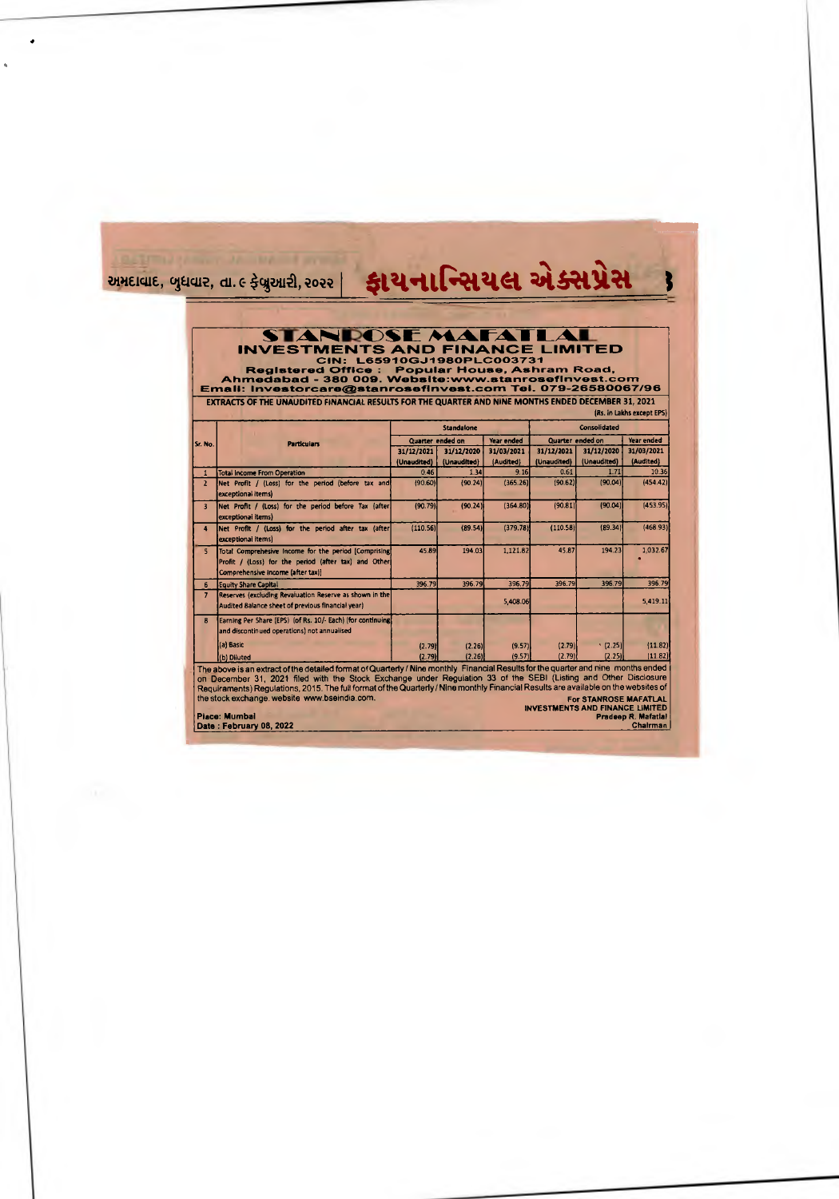અમદાવાદ, બુધવાર, તા. ૯ ફેબ્રુઆરી, ૨૦૨૨ | ફાયનાન્સિયલ એક્સપ્રેસ

# STANROSE MAFATLAL INVESTMENTS AND FINANCE LIMITED

**CIN: L65910GJ1980PLC003731**

**Registered Office : Popular House, Ashram Road, Ahmedabad - 380 009. Website:www.stanrosefinvest.com**

**Email: investorcare@stanrosefinvest.com Tel. 079-26580067/96**

**EXTRACTS OF THE UNAUDITED FINANCIAL RESULTS FOR THE QUARTER AND NINE MONTHS ENDED DECEMBER 31, 2021**

(Rs. in Lakhs except EPS)

| Sr. No. | Particulars | Standalone | | | Consolidated | | |
|---|---|---|---|---|---|---|---|
| | | Quarter ended on | | Year ended | Quarter ended on | | Year ended |
| | | 31/12/2021 (Unaudited) | 31/12/2020 (Unaudited) | 31/03/2021 (Audited) | 31/12/2021 (Unaudited) | 31/12/2020 (Unaudited) | 31/03/2021 (Audited) |
| 1 | Total Income From Operation | 0.46 | 1.34 | 9.16 | 0.61 | 1.71 | 10.36 |
| 2 | Net Profit / (Loss) for the period (before tax and exceptional items) | (90.60) | (90.24) | (365.26) | (90.62) | (90.04) | (454.42) |
| 3 | Net Profit / (Loss) for the period before Tax (after exceptional items) | (90.79) | (90.24) | (364.80) | (90.81) | (90.04) | (453.95) |
| 4 | Net Profit / (Loss) for the period after tax (after exceptional items) | (110.56) | (89.54) | (379.78) | (110.58) | (89.34) | (468.93) |
| 5 | Total Comprehensive Income for the period [Comprising Profit / (Loss) for the period (after tax) and Other Comprehensive Income (after tax)] | 45.89 | 194.03 | 1,121.82 | 45.87 | 194.23 | 1,032.67 |
| 6 | Equity Share Capital | 396.79 | 396.79 | 396.79 | 396.79 | 396.79 | 396.79 |
| 7 | Reserves (excluding Revaluation Reserve as shown in the Audited Balance sheet of previous financial year) | | | 5,408.06 | | | 5,419.11 |
| 8 | Earning Per Share (EPS) (of Rs. 10/- Each) (for continuing and discontinued operations) not annualised | | | | | | |
| | (a) Basic | (2.79) | (2.26) | (9.57) | (2.79) | (2.25) | (11.82) |
| | (b) Diluted | (2.79) | (2.26) | (9.57) | (2.79) | (2.25) | (11.82) |

The above is an extract of the detailed format of Quarterly / Nine monthly Financial Results for the quarter and nine months ended on December 31, 2021 filed with the Stock Exchange under Regulation 33 of the SEBI (Listing and Other Disclosure Requirements) Regulations, 2015. The full format of the Quarterly / Nine monthly Financial Results are available on the websites of the stock exchange. website www.bseindia.com.

**Place: Mumbai**
**Date : February 08, 2022**

**For STANROSE MAFATLAL INVESTMENTS AND FINANCE LIMITED**
**Pradeep R. Mafatlal**
**Chairman**